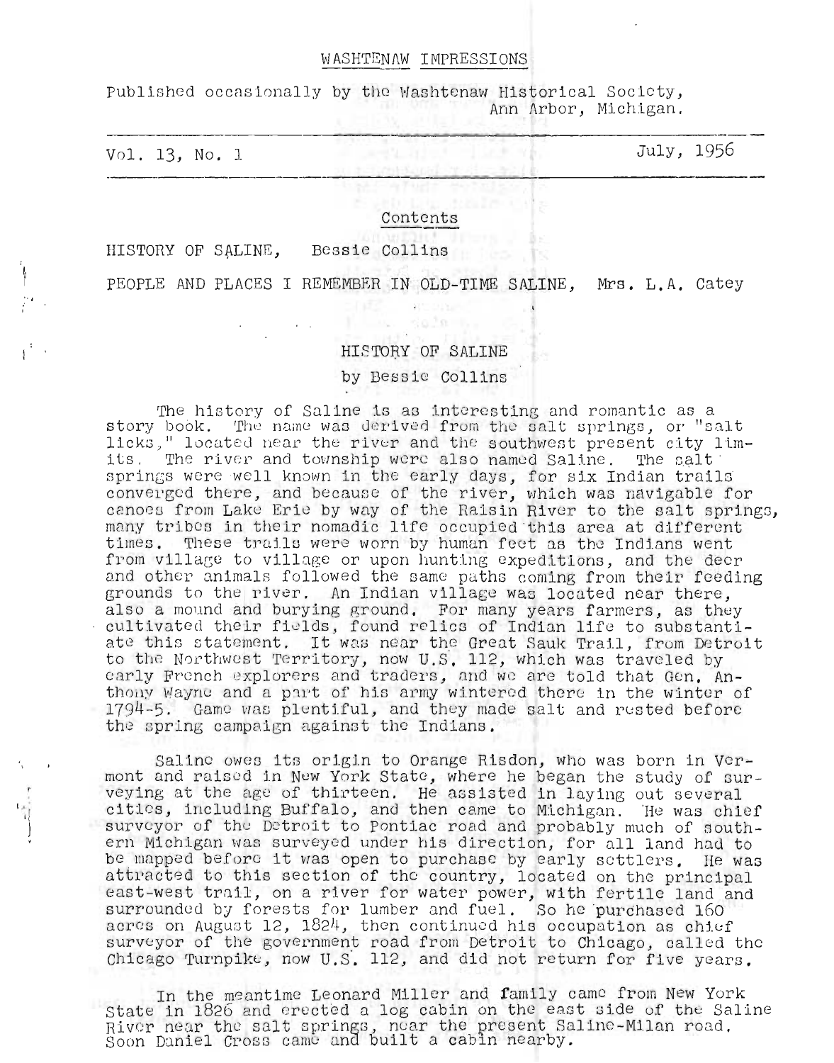WASHTENAW IMPRESSIONS

Published occasionally by the Washtenaw Historical Society,
Ann Arbor, Michigan.

Vol. 13, No. 1 — July, 1956

Contents

HISTORY OF SALINE, Bessie Collins

PEOPLE AND PLACES I REMEMBER IN OLD-TIME SALINE, Mrs. L.A. Catey

# HISTORY OF SALINE

by Bessie Collins

The history of Saline is as interesting and romantic as a story book. The name was derived from the salt springs, or "salt licks," located near the river and the southwest present city limits. The river and township were also named Saline. The salt springs were well known in the early days, for six Indian trails converged there, and because of the river, which was navigable for canoes from Lake Erie by way of the Raisin River to the salt springs, many tribes in their nomadic life occupied this area at different times. These trails were worn by human feet as the Indians went from village to village or upon hunting expeditions, and the deer and other animals followed the same paths coming from their feeding grounds to the river. An Indian village was located near there, also a mound and burying ground. For many years farmers, as they cultivated their fields, found relics of Indian life to substantiate this statement. It was near the Great Sauk Trail, from Detroit to the Northwest Territory, now U.S. 112, which was traveled by early French explorers and traders, and we are told that Gen. Anthony Wayne and a part of his army wintered there in the winter of 1794-5. Game was plentiful, and they made salt and rested before the spring campaign against the Indians.

Saline owes its origin to Orange Risdon, who was born in Vermont and raised in New York State, where he began the study of surveying at the age of thirteen. He assisted in laying out several cities, including Buffalo, and then came to Michigan. He was chief surveyor of the Detroit to Pontiac road and probably much of southern Michigan was surveyed under his direction, for all land had to be mapped before it was open to purchase by early settlers. He was attracted to this section of the country, located on the principal east-west trail, on a river for water power, with fertile land and surrounded by forests for lumber and fuel. So he purchased 160 acres on August 12, 1824, then continued his occupation as chief surveyor of the government road from Detroit to Chicago, called the Chicago Turnpike, now U.S. 112, and did not return for five years.

In the meantime Leonard Miller and family came from New York State in 1826 and erected a log cabin on the east side of the Saline River near the salt springs, near the present Saline-Milan road. Soon Daniel Cross came and built a cabin nearby.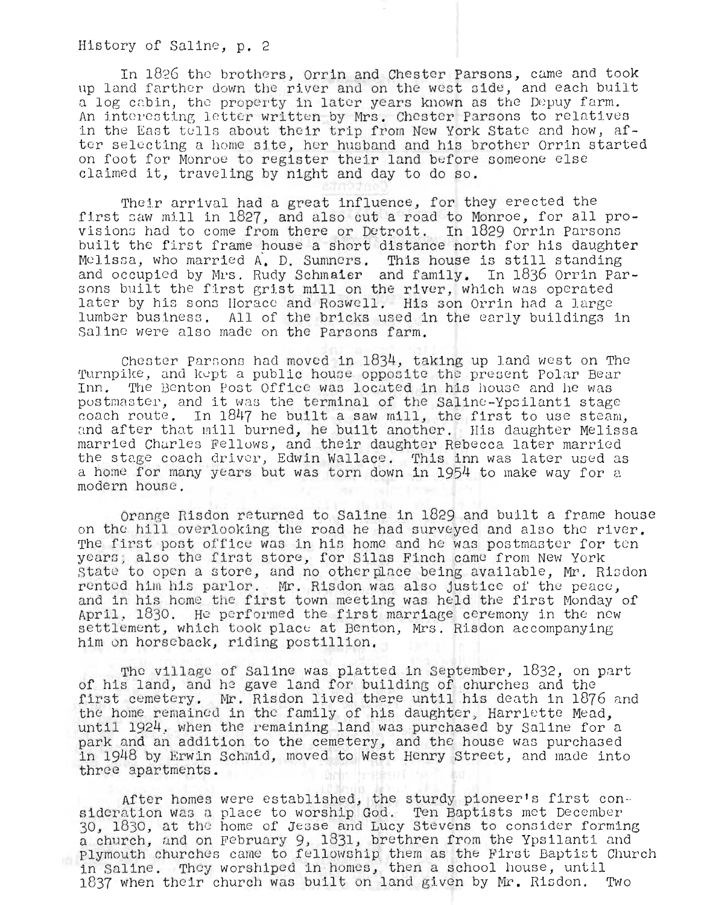In 1826 the brothers, Orrin and Chester Parsons, came and took up land farther down the river and on the west side, and each built a log cabin, the property in later years known as the Depuy farm. An interesting letter written by Mrs. Chester Parsons to relatives in the East tells about their trip from New York State and how, after selecting a home site, her husband and his brother Orrin started on foot for Monroe to register their land before someone else claimed it, traveling by night and day to do so.

Their arrival had a great influence, for they erected the first saw mill in 1827, and also cut a road to Monroe, for all provisions had to come from there or Detroit. In 1829 Orrin Parsons built the first frame house a short distance north for his daughter Melissa, who married A. D. Sumners. This house is still standing and occupied by Mrs. Rudy Schmaier and family. In 1836 Orrin Parsons built the first grist mill on the river, which was operated later by his sons Horace and Roswell. His son Orrin had a large lumber business. All of the bricks used in the early buildings in Saline were also made on the Parsons farm.

Chester Parsons had moved in 1834, taking up land west on The Turnpike, and kept a public house opposite the present Polar Bear Inn. The Benton Post Office was located in his house and he was postmaster, and it was the terminal of the Saline-Ypsilanti stage coach route. In 1847 he built a saw mill, the first to use steam, and after that mill burned, he built another. His daughter Melissa married Charles Fellows, and their daughter Rebecca later married the stage coach driver, Edwin Wallace. This inn was later used as a home for many years but was torn down in 1954 to make way for a modern house.

Orange Risdon returned to Saline in 1829 and built a frame house on the hill overlooking the road he had surveyed and also the river. The first post office was in his home and he was postmaster for ten years; also the first store, for Silas Finch came from New York State to open a store, and no other place being available, Mr. Risdon rented him his parlor. Mr. Risdon was also justice of the peace, and in his home the first town meeting was held the first Monday of April, 1830. He performed the first marriage ceremony in the new settlement, which took place at Benton, Mrs. Risdon accompanying him on horseback, riding postillion.

The village of Saline was platted in September, 1832, on part of his land, and he gave land for building of churches and the first cemetery. Mr. Risdon lived there until his death in 1876 and the home remained in the family of his daughter, Harriette Mead, until 1924, when the remaining land was purchased by Saline for a park and an addition to the cemetery, and the house was purchased in 1948 by Erwin Schmid, moved to West Henry Street, and made into three apartments.

After homes were established, the sturdy pioneer's first consideration was a place to worship God. Ten Baptists met December 30, 1830, at the home of Jesse and Lucy Stevens to consider forming a church, and on February 9, 1831, brethren from the Ypsilanti and Plymouth churches came to fellowship them as the First Baptist Church in Saline. They worshiped in homes, then a school house, until 1837 when their church was built on land given by Mr. Risdon. Two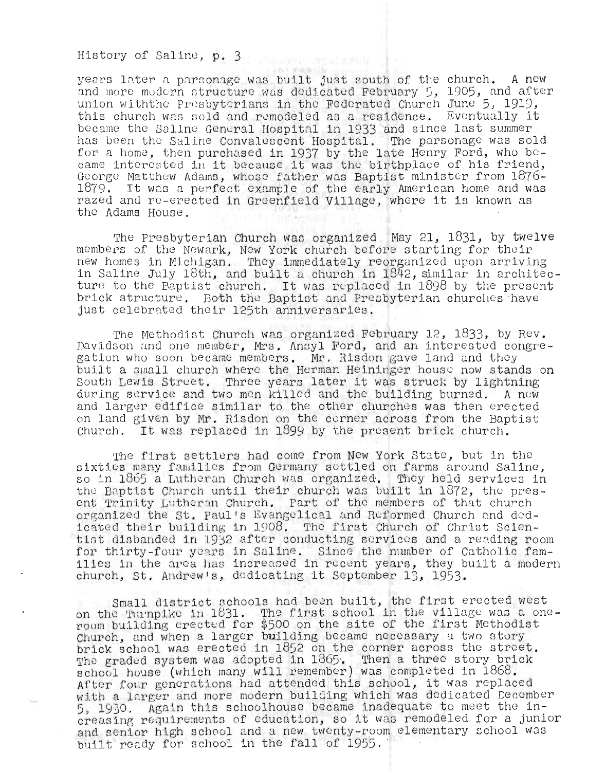years later a parsonage was built just south of the church. A new and more modern structure was dedicated February 5, 1905, and after union withthe Presbyterians in the Federated Church June 5, 1919, this church was sold and remodeled as a residence. Eventually it became the Saline General Hospital in 1933 and since last summer has been the Saline Convalescent Hospital. The parsonage was sold for a home, then purchased in 1937 by the late Henry Ford, who became interested in it because it was the birthplace of his friend, George Matthew Adams, whose father was Baptist minister from 1876-1879. It was a perfect example of the early American home and was razed and re-erected in Greenfield Village, where it is known as the Adams House.

The Presbyterian Church was organized May 21, 1831, by twelve members of the Newark, New York church before starting for their new homes in Michigan. They immediately reorganized upon arriving in Saline July 18th, and built a church in 1842, similar in architecture to the Baptist church. It was replaced in 1898 by the present brick structure. Both the Baptist and Presbyterian churches have just celebrated their 125th anniversaries.

The Methodist Church was organized February 12, 1833, by Rev. Davidson and one member, Mrs. Ansyl Ford, and an interested congregation who soon became members. Mr. Risdon gave land and they built a small church where the Herman Heininger house now stands on South Lewis Street. Three years later it was struck by lightning during service and two men killed and the building burned. A new and larger edifice similar to the other churches was then erected on land given by Mr. Risdon on the corner across from the Baptist Church. It was replaced in 1899 by the present brick church.

The first settlers had come from New York State, but in the sixties many families from Germany settled on farms around Saline, so in 1865 a Lutheran Church was organized. They held services in the Baptist Church until their church was built in 1872, the present Trinity Lutheran Church. Part of the members of that church organized the St. Paul's Evangelical and Reformed Church and dedicated their building in 1908. The first Church of Christ Scientist disbanded in 1932 after conducting services and a reading room for thirty-four years in Saline. Since the number of Catholic families in the area has increased in recent years, they built a modern church, St. Andrew's, dedicating it September 13, 1953.

Small district schools had been built, the first erected west on the Turnpike in 1831. The first school in the village was a one-room building erected for $500 on the site of the first Methodist Church, and when a larger building became necessary a two story brick school was erected in 1852 on the corner across the street. The graded system was adopted in 1865. Then a three story brick school house (which many will remember) was completed in 1868. After four generations had attended this school, it was replaced with a larger and more modern building which was dedicated December 5, 1930. Again this schoolhouse became inadequate to meet the increasing requirements of education, so it was remodeled for a junior and senior high school and a new twenty-room elementary school was built ready for school in the fall of 1955.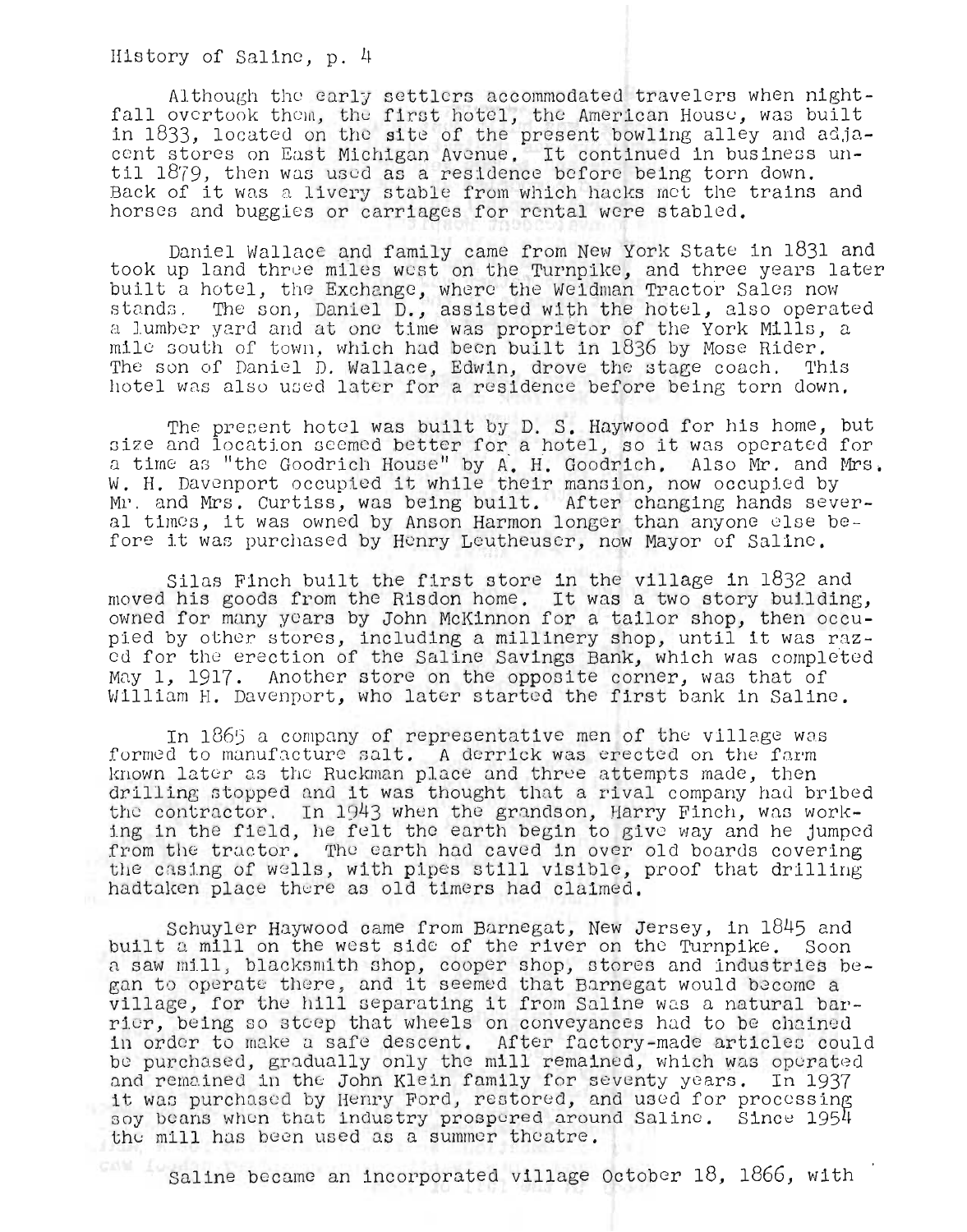Although the early settlers accommodated travelers when nightfall overtook them, the first hotel, the American House, was built in 1833, located on the site of the present bowling alley and adjacent stores on East Michigan Avenue. It continued in business until 1879, then was used as a residence before being torn down. Back of it was a livery stable from which hacks met the trains and horses and buggies or carriages for rental were stabled.

Daniel Wallace and family came from New York State in 1831 and took up land three miles west on the Turnpike, and three years later built a hotel, the Exchange, where the Weidman Tractor Sales now stands. The son, Daniel D., assisted with the hotel, also operated a lumber yard and at one time was proprietor of the York Mills, a mile south of town, which had been built in 1836 by Mose Rider. The son of Daniel D. Wallace, Edwin, drove the stage coach. This hotel was also used later for a residence before being torn down.

The present hotel was built by D. S. Haywood for his home, but size and location seemed better for a hotel, so it was operated for a time as "the Goodrich House" by A. H. Goodrich. Also Mr. and Mrs. W. H. Davenport occupied it while their mansion, now occupied by Mr. and Mrs. Curtiss, was being built. After changing hands several times, it was owned by Anson Harmon longer than anyone else before it was purchased by Henry Leutheuser, now Mayor of Saline.

Silas Finch built the first store in the village in 1832 and moved his goods from the Risdon home. It was a two story building, owned for many years by John McKinnon for a tailor shop, then occupied by other stores, including a millinery shop, until it was razed for the erection of the Saline Savings Bank, which was completed May 1, 1917. Another store on the opposite corner, was that of William H. Davenport, who later started the first bank in Saline.

In 1865 a company of representative men of the village was formed to manufacture salt. A derrick was erected on the farm known later as the Ruckman place and three attempts made, then drilling stopped and it was thought that a rival company had bribed the contractor. In 1943 when the grandson, Harry Finch, was working in the field, he felt the earth begin to give way and he jumped from the tractor. The earth had caved in over old boards covering the casing of wells, with pipes still visible, proof that drilling hadtaken place there as old timers had claimed.

Schuyler Haywood came from Barnegat, New Jersey, in 1845 and built a mill on the west side of the river on the Turnpike. Soon a saw mill, blacksmith shop, cooper shop, stores and industries began to operate there, and it seemed that Barnegat would become a village, for the hill separating it from Saline was a natural barrier, being so steep that wheels on conveyances had to be chained in order to make a safe descent. After factory-made articles could be purchased, gradually only the mill remained, which was operated and remained in the John Klein family for seventy years. In 1937 it was purchased by Henry Ford, restored, and used for processing soy beans when that industry prospered around Saline. Since 1954 the mill has been used as a summer theatre.

Saline became an incorporated village October 18, 1866, with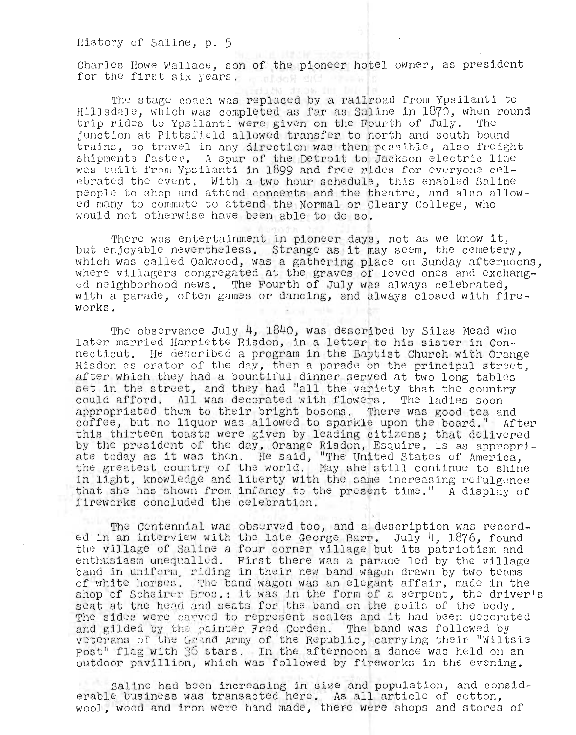Charles Howe Wallace, son of the pioneer hotel owner, as president for the first six years.

The stage coach was replaced by a railroad from Ypsilanti to Hillsdale, which was completed as far as Saline in 1870, when round trip rides to Ypsilanti were given on the Fourth of July. The junction at Pittsfield allowed transfer to north and south bound trains, so travel in any direction was then possible, also freight shipments faster. A spur of the Detroit to Jackson electric line was built from Ypsilanti in 1899 and free rides for everyone celebrated the event. With a two hour schedule, this enabled Saline people to shop and attend concerts and the theatre, and also allowed many to commute to attend the Normal or Cleary College, who would not otherwise have been able to do so.

There was entertainment in pioneer days, not as we know it, but enjoyable nevertheless. Strange as it may seem, the cemetery, which was called Oakwood, was a gathering place on Sunday afternoons, where villagers congregated at the graves of loved ones and exchanged neighborhood news. The Fourth of July was always celebrated, with a parade, often games or dancing, and always closed with fireworks.

The observance July 4, 1840, was described by Silas Mead who later married Harriette Risdon, in a letter to his sister in Connecticut. He described a program in the Baptist Church with Orange Risdon as orator of the day, then a parade on the principal street, after which they had a bountiful dinner served at two long tables set in the street, and they had "all the variety that the country could afford. All was decorated with flowers. The ladies soon appropriated them to their bright bosoms. There was good tea and coffee, but no liquor was allowed to sparkle upon the board." After this thirteen toasts were given by leading citizens; that delivered by the president of the day, Orange Risdon, Esquire, is as appropriate today as it was then. He said, "The United States of America, the greatest country of the world. May she still continue to shine in light, knowledge and liberty with the same increasing refulgence that she has shown from infancy to the present time." A display of fireworks concluded the celebration.

The Centennial was observed too, and a description was recorded in an interview with the late George Barr. July 4, 1876, found the village of Saline a four corner village but its patriotism and enthusiasm unequalled. First there was a parade led by the village band in uniform, riding in their new band wagon drawn by two teams of white horses. The band wagon was an elegant affair, made in the shop of Schairer Bros.: it was in the form of a serpent, the driver's seat at the head and seats for the band on the coils of the body. The sides were carved to represent scales and it had been decorated and gilded by the painter Fred Corden. The band was followed by veterans of the Grand Army of the Republic, carrying their "Wiltsie Post" flag with 36 stars. In the afternoon a dance was held on an outdoor pavillion, which was followed by fireworks in the evening.

Saline had been increasing in size and population, and considerable business was transacted here. As all article of cotton, wool, wood and iron were hand made, there were shops and stores of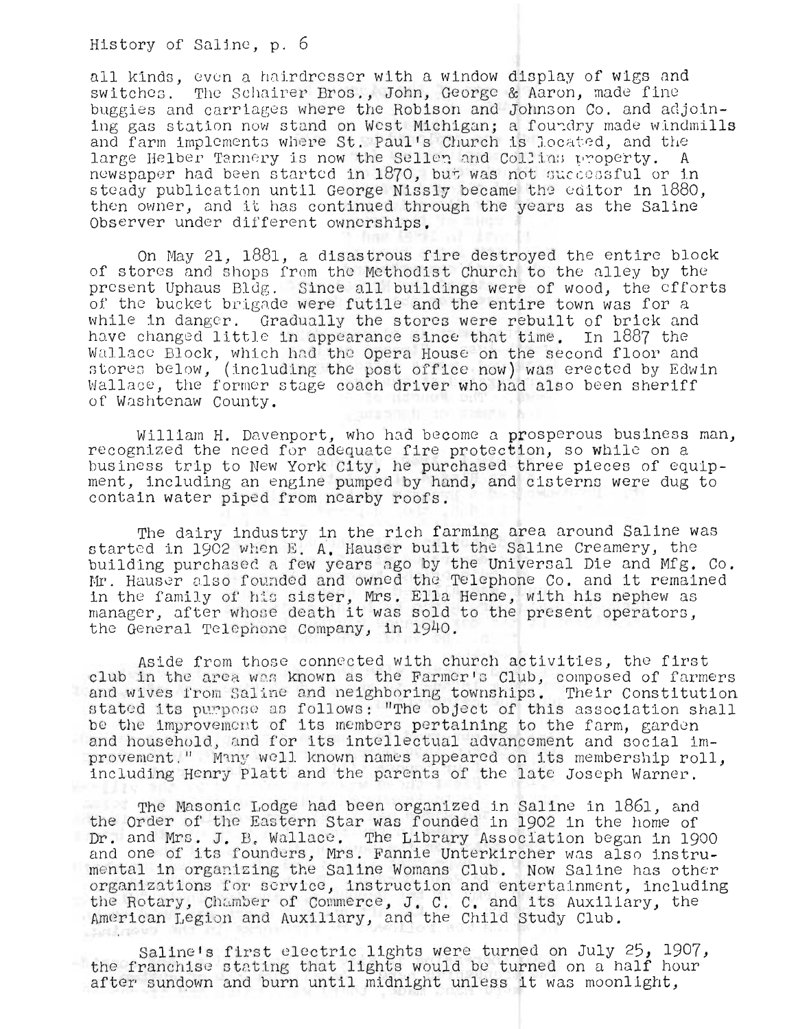all kinds, even a hairdresser with a window display of wigs and switches. The Schairer Bros., John, George & Aaron, made fine buggies and carriages where the Robison and Johnson Co. and adjoining gas station now stand on West Michigan; a foundry made windmills and farm implements where St. Paul's Church is located, and the large Helber Tannery is now the Sellen and Collins property. A newspaper had been started in 1870, but was not successful or in steady publication until George Nissly became the editor in 1880, then owner, and it has continued through the years as the Saline Observer under different ownerships.

On May 21, 1881, a disastrous fire destroyed the entire block of stores and shops from the Methodist Church to the alley by the present Uphaus Bldg. Since all buildings were of wood, the efforts of the bucket brigade were futile and the entire town was for a while in danger. Gradually the stores were rebuilt of brick and have changed little in appearance since that time. In 1887 the Wallace Block, which had the Opera House on the second floor and stores below, (including the post office now) was erected by Edwin Wallace, the former stage coach driver who had also been sheriff of Washtenaw County.

William H. Davenport, who had become a prosperous business man, recognized the need for adequate fire protection, so while on a business trip to New York City, he purchased three pieces of equipment, including an engine pumped by hand, and cisterns were dug to contain water piped from nearby roofs.

The dairy industry in the rich farming area around Saline was started in 1902 when E. A. Hauser built the Saline Creamery, the building purchased a few years ago by the Universal Die and Mfg. Co. Mr. Hauser also founded and owned the Telephone Co. and it remained in the family of his sister, Mrs. Ella Henne, with his nephew as manager, after whose death it was sold to the present operators, the General Telephone Company, in 1940.

Aside from those connected with church activities, the first club in the area was known as the Farmer's Club, composed of farmers and wives from Saline and neighboring townships. Their Constitution stated its purpose as follows: "The object of this association shall be the improvement of its members pertaining to the farm, garden and household, and for its intellectual advancement and social improvement." Many well known names appeared on its membership roll, including Henry Platt and the parents of the late Joseph Warner.

The Masonic Lodge had been organized in Saline in 1861, and the Order of the Eastern Star was founded in 1902 in the home of Dr. and Mrs. J. B. Wallace. The Library Association began in 1900 and one of its founders, Mrs. Fannie Unterkircher was also instrumental in organizing the Saline Womans Club. Now Saline has other organizations for service, instruction and entertainment, including the Rotary, Chamber of Commerce, J. C. C. and its Auxiliary, the American Legion and Auxiliary, and the Child Study Club.

Saline's first electric lights were turned on July 25, 1907, the franchise stating that lights would be turned on a half hour after sundown and burn until midnight unless it was moonlight,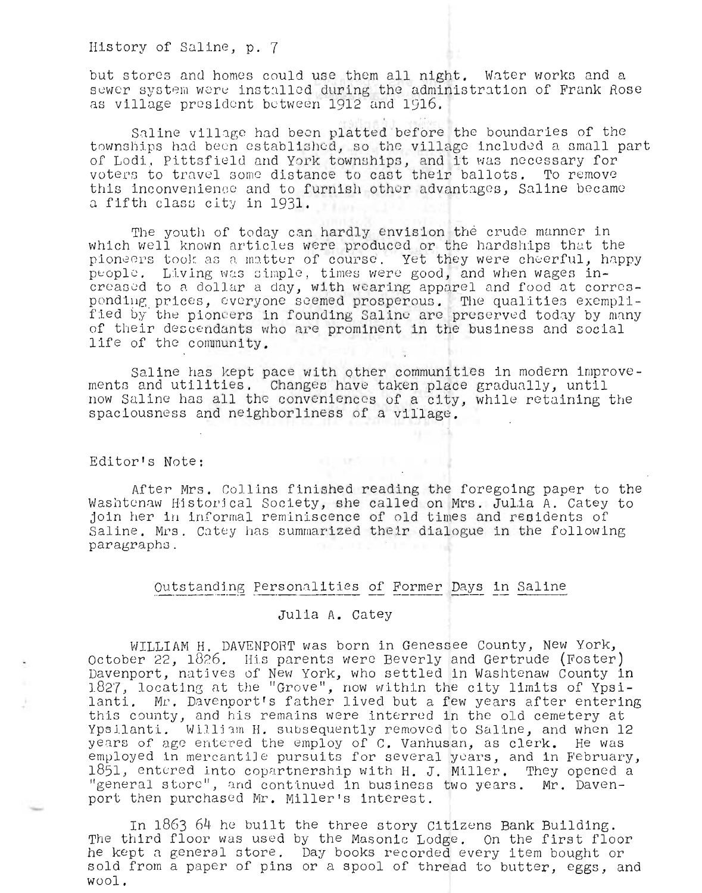but stores and homes could use them all night. Water works and a sewer system were installed during the administration of Frank Rose as village president between 1912 and 1916.

Saline village had been platted before the boundaries of the townships had been established, so the village included a small part of Lodi, Pittsfield and York townships, and it was necessary for voters to travel some distance to cast their ballots. To remove this inconvenience and to furnish other advantages, Saline became a fifth class city in 1931.

The youth of today can hardly envision the crude manner in which well known articles were produced or the hardships that the pioneers took as a matter of course. Yet they were cheerful, happy people. Living was simple, times were good, and when wages increased to a dollar a day, with wearing apparel and food at corresponding prices, everyone seemed prosperous. The qualities exemplified by the pioneers in founding Saline are preserved today by many of their descendants who are prominent in the business and social life of the community.

Saline has kept pace with other communities in modern improvements and utilities. Changes have taken place gradually, until now Saline has all the conveniences of a city, while retaining the spaciousness and neighborliness of a village.

Editor's Note:

After Mrs. Collins finished reading the foregoing paper to the Washtenaw Historical Society, she called on Mrs. Julia A. Catey to join her in informal reminiscence of old times and residents of Saline. Mrs. Catey has summarized their dialogue in the following paragraphs.

## Outstanding Personalities of Former Days in Saline

Julia A. Catey

WILLIAM H. DAVENPORT was born in Genessee County, New York, October 22, 1826. His parents were Beverly and Gertrude (Foster) Davenport, natives of New York, who settled in Washtenaw County in 1827, locating at the "Grove", now within the city limits of Ypsilanti. Mr. Davenport's father lived but a few years after entering this county, and his remains were interred in the old cemetery at Ypsilanti. William H. subsequently removed to Saline, and when 12 years of age entered the employ of C. Vanhusan, as clerk. He was employed in mercantile pursuits for several years, and in February, 1851, entered into copartnership with H. J. Miller. They opened a "general store", and continued in business two years. Mr. Davenport then purchased Mr. Miller's interest.

In 1863 64 he built the three story Citizens Bank Building. The third floor was used by the Masonic Lodge. On the first floor he kept a general store. Day books recorded every item bought or sold from a paper of pins or a spool of thread to butter, eggs, and wool.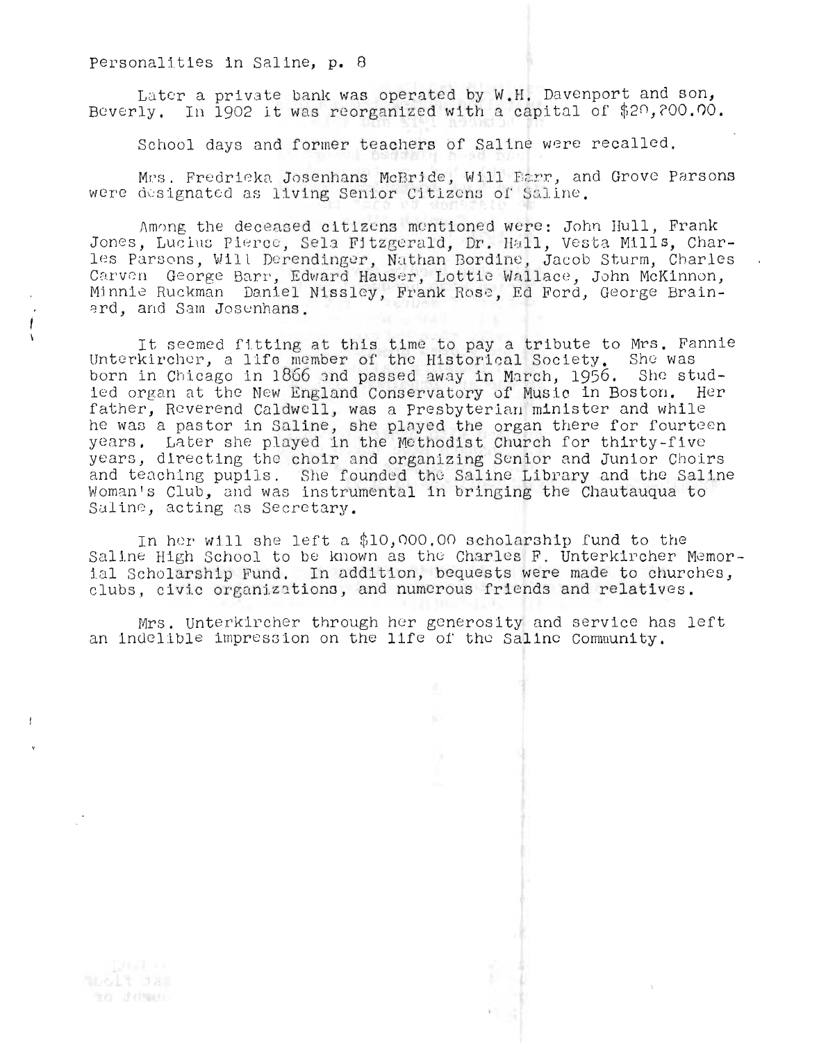Later a private bank was operated by W.H. Davenport and son, Beverly. In 1902 it was reorganized with a capital of $20,200.00.

School days and former teachers of Saline were recalled.

Mrs. Fredricka Josenhans McBride, Will Barr, and Grove Parsons were designated as living Senior Citizens of Saline.

Among the deceased citizens mentioned were: John Hull, Frank Jones, Lucius Pierce, Sela Fitzgerald, Dr. Hall, Vesta Mills, Charles Parsons, Will Derendinger, Nathan Bordine, Jacob Sturm, Charles Carven George Barr, Edward Hauser, Lottie Wallace, John McKinnon, Minnie Ruckman Daniel Nissley, Frank Rose, Ed Ford, George Brainerd, and Sam Josenhans.

It seemed fitting at this time to pay a tribute to Mrs. Fannie Unterkircher, a life member of the Historical Society. She was born in Chicago in 1866 and passed away in March, 1956. She studied organ at the New England Conservatory of Music in Boston. Her father, Reverend Caldwell, was a Presbyterian minister and while he was a pastor in Saline, she played the organ there for fourteen years. Later she played in the Methodist Church for thirty-five years, directing the choir and organizing Senior and Junior Choirs and teaching pupils. She founded the Saline Library and the Saline Woman's Club, and was instrumental in bringing the Chautauqua to Saline, acting as Secretary.

In her will she left a $10,000.00 scholarship fund to the Saline High School to be known as the Charles F. Unterkircher Memorial Scholarship Fund. In addition, bequests were made to churches, clubs, civic organizations, and numerous friends and relatives.

Mrs. Unterkircher through her generosity and service has left an indelible impression on the life of the Saline Community.